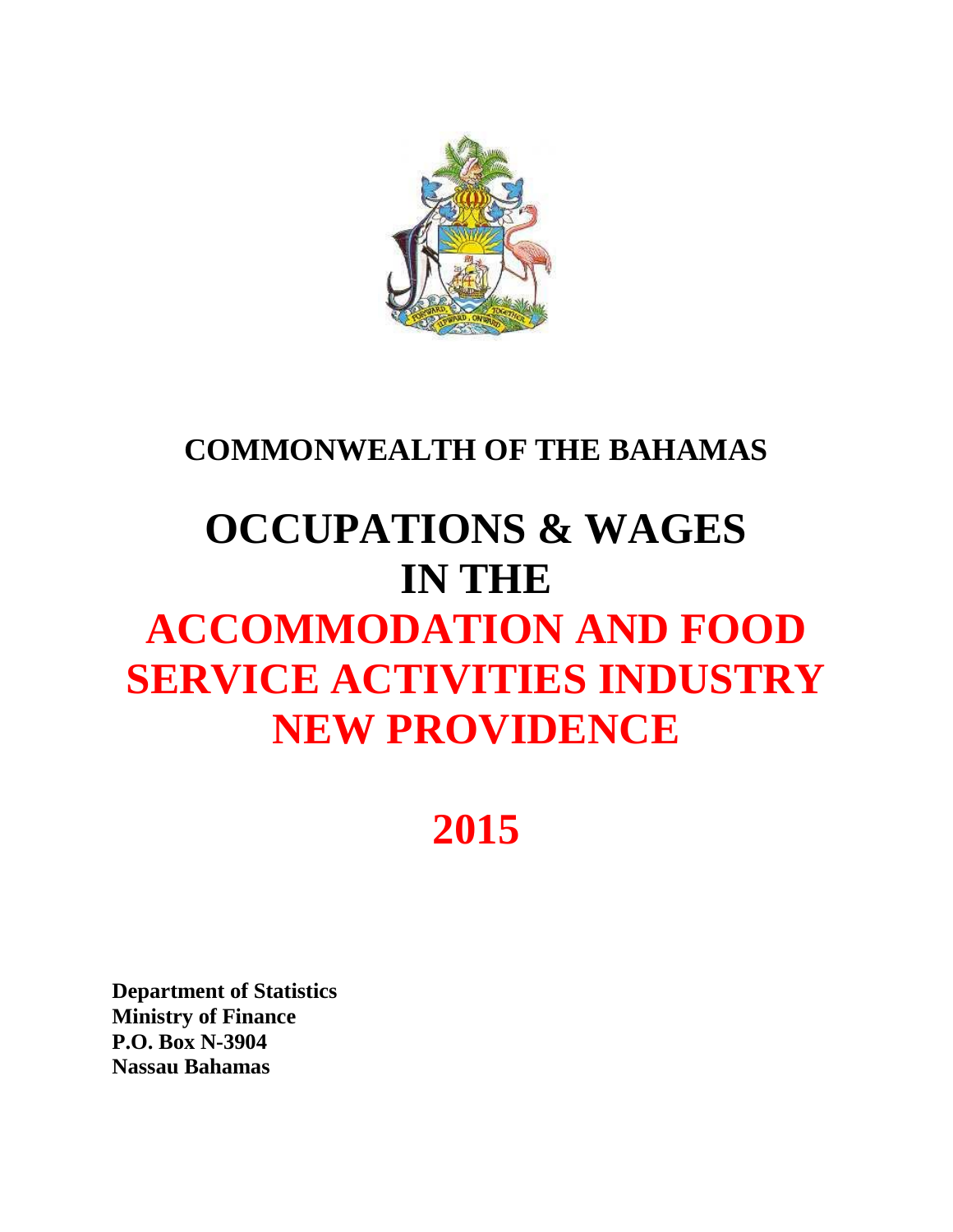# COMMONWEALTH OF THE BAHAMAS

# OCCUPATIONS & WAGES IN THE ACCOMMODATION AND FOOD SERVICE ACTIVITIES INDUSTRY NEW PROVIDENCE

# 2015

**Department of Statistics**
**Ministry of Finance**
**P.O. Box N-3904**
**Nassau Bahamas**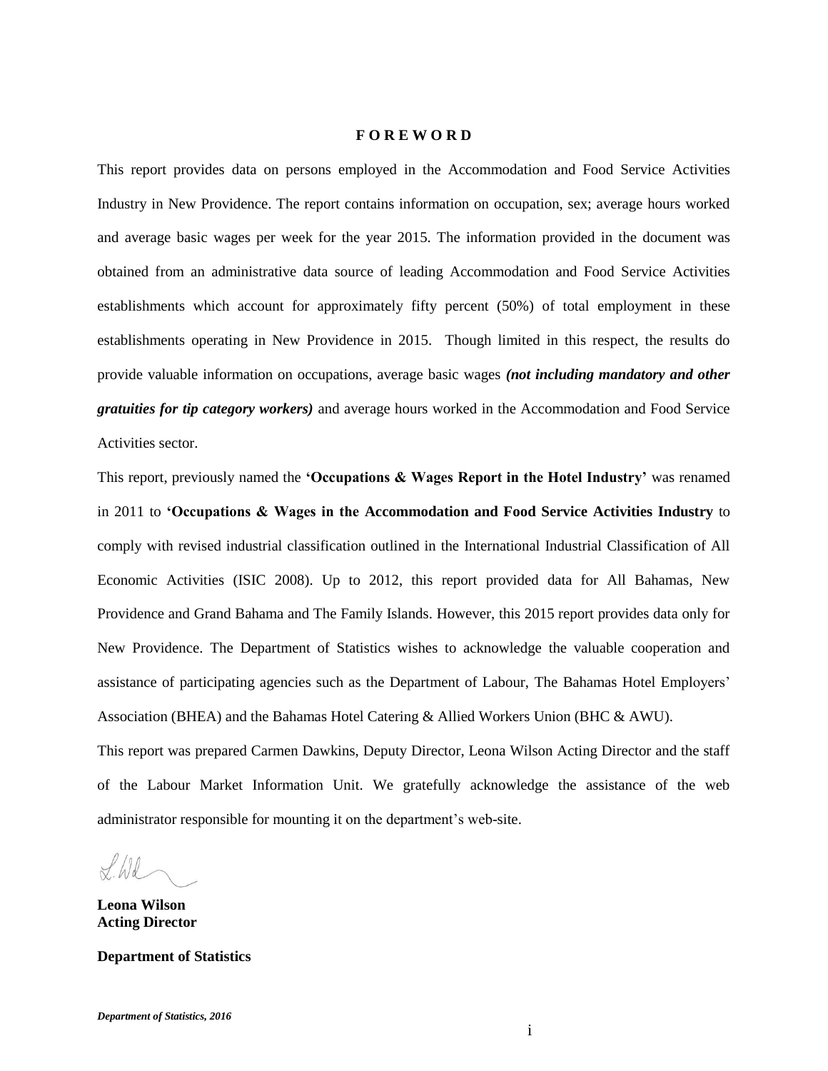# FOREWORD

This report provides data on persons employed in the Accommodation and Food Service Activities Industry in New Providence. The report contains information on occupation, sex; average hours worked and average basic wages per week for the year 2015. The information provided in the document was obtained from an administrative data source of leading Accommodation and Food Service Activities establishments which account for approximately fifty percent (50%) of total employment in these establishments operating in New Providence in 2015. Though limited in this respect, the results do provide valuable information on occupations, average basic wages ***(not including mandatory and other gratuities for tip category workers)*** and average hours worked in the Accommodation and Food Service Activities sector.

This report, previously named the **'Occupations & Wages Report in the Hotel Industry'** was renamed in 2011 to **'Occupations & Wages in the Accommodation and Food Service Activities Industry** to comply with revised industrial classification outlined in the International Industrial Classification of All Economic Activities (ISIC 2008). Up to 2012, this report provided data for All Bahamas, New Providence and Grand Bahama and The Family Islands. However, this 2015 report provides data only for New Providence. The Department of Statistics wishes to acknowledge the valuable cooperation and assistance of participating agencies such as the Department of Labour, The Bahamas Hotel Employers' Association (BHEA) and the Bahamas Hotel Catering & Allied Workers Union (BHC & AWU).

This report was prepared Carmen Dawkins, Deputy Director, Leona Wilson Acting Director and the staff of the Labour Market Information Unit. We gratefully acknowledge the assistance of the web administrator responsible for mounting it on the department's web-site.

**Leona Wilson**
**Acting Director**

**Department of Statistics**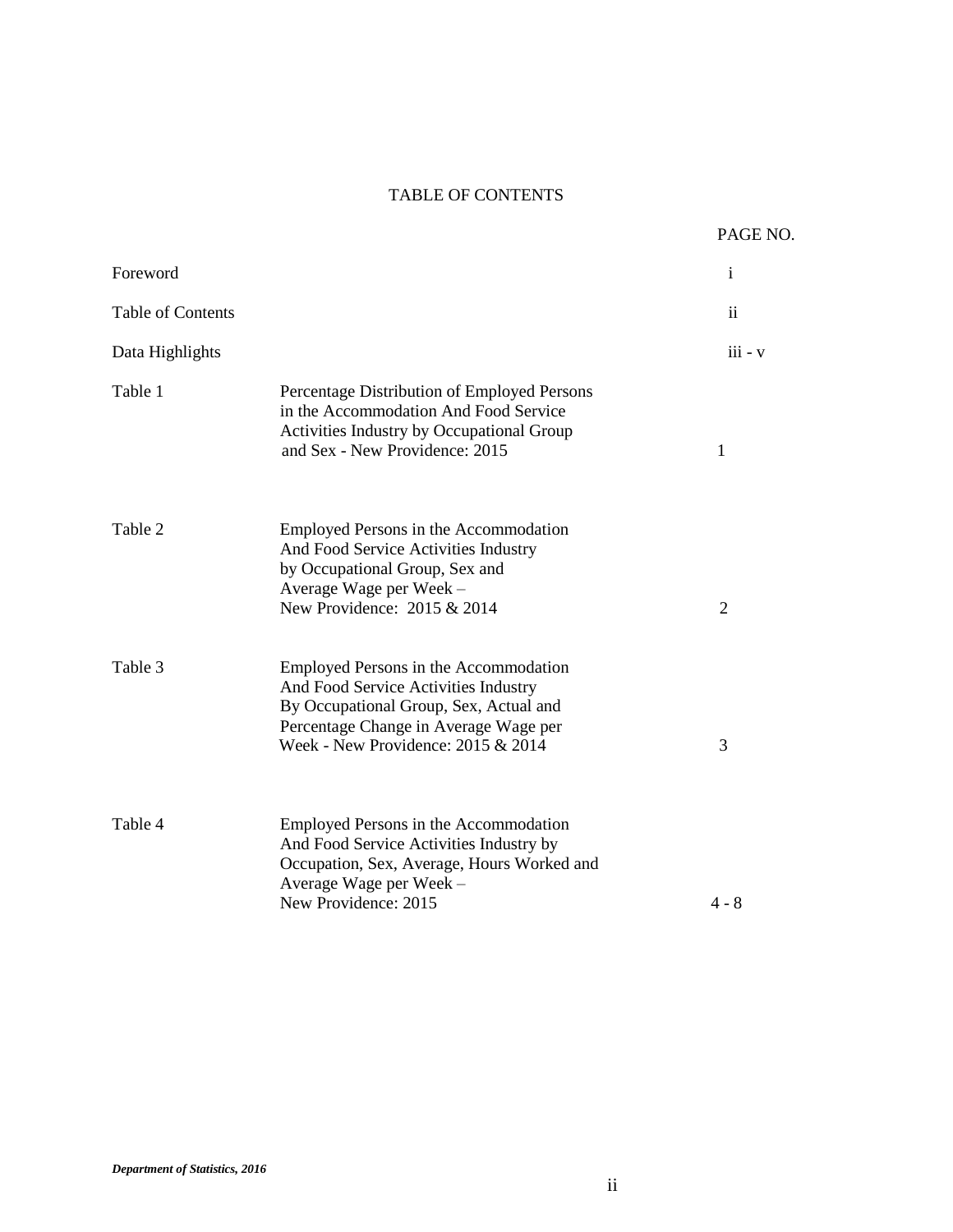# TABLE OF CONTENTS

| | | PAGE NO. |
|---|---|---|
| Foreword | | i |
| Table of Contents | | ii |
| Data Highlights | | iii - v |
| Table 1 | Percentage Distribution of Employed Persons in the Accommodation And Food Service Activities Industry by Occupational Group and Sex - New Providence: 2015 | 1 |
| Table 2 | Employed Persons in the Accommodation And Food Service Activities Industry by Occupational Group, Sex and Average Wage per Week – New Providence: 2015 & 2014 | 2 |
| Table 3 | Employed Persons in the Accommodation And Food Service Activities Industry By Occupational Group, Sex, Actual and Percentage Change in Average Wage per Week - New Providence: 2015 & 2014 | 3 |
| Table 4 | Employed Persons in the Accommodation And Food Service Activities Industry by Occupation, Sex, Average, Hours Worked and Average Wage per Week – New Providence: 2015 | 4 - 8 |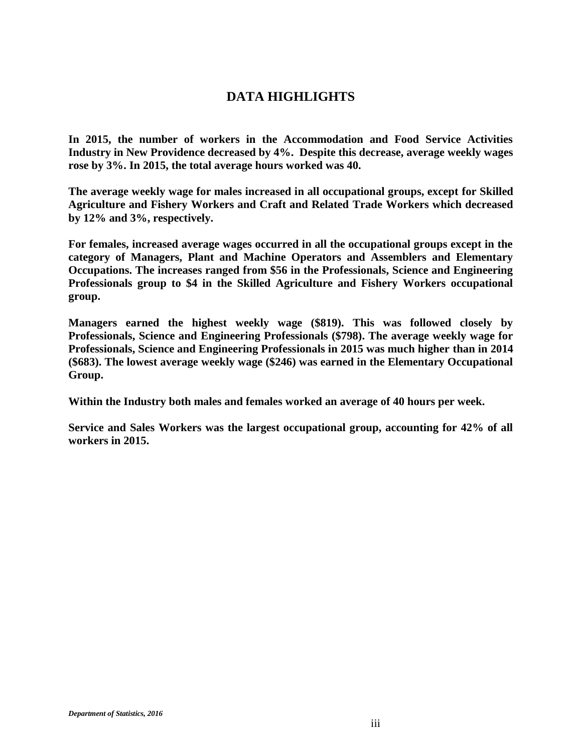# DATA HIGHLIGHTS

**In 2015, the number of workers in the Accommodation and Food Service Activities Industry in New Providence decreased by 4%. Despite this decrease, average weekly wages rose by 3%. In 2015, the total average hours worked was 40.**

**The average weekly wage for males increased in all occupational groups, except for Skilled Agriculture and Fishery Workers and Craft and Related Trade Workers which decreased by 12% and 3%, respectively.**

**For females, increased average wages occurred in all the occupational groups except in the category of Managers, Plant and Machine Operators and Assemblers and Elementary Occupations. The increases ranged from $56 in the Professionals, Science and Engineering Professionals group to $4 in the Skilled Agriculture and Fishery Workers occupational group.**

**Managers earned the highest weekly wage ($819). This was followed closely by Professionals, Science and Engineering Professionals ($798). The average weekly wage for Professionals, Science and Engineering Professionals in 2015 was much higher than in 2014 ($683). The lowest average weekly wage ($246) was earned in the Elementary Occupational Group.**

**Within the Industry both males and females worked an average of 40 hours per week.**

**Service and Sales Workers was the largest occupational group, accounting for 42% of all workers in 2015.**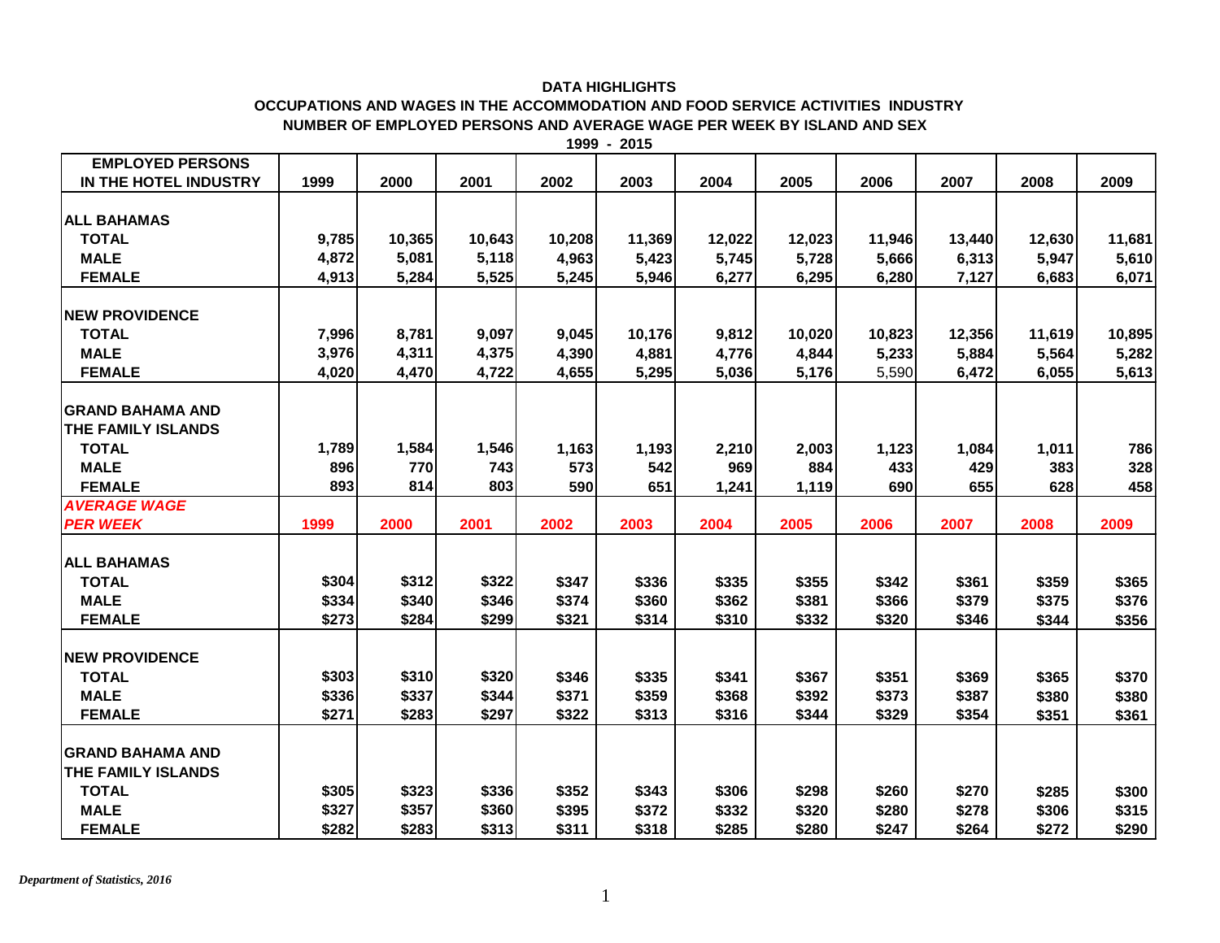**DATA HIGHLIGHTS**

**OCCUPATIONS AND WAGES IN THE ACCOMMODATION AND FOOD SERVICE ACTIVITIES INDUSTRY**

**NUMBER OF EMPLOYED PERSONS AND AVERAGE WAGE PER WEEK BY ISLAND AND SEX**

**1999 - 2015**

| EMPLOYED PERSONS IN THE HOTEL INDUSTRY | 1999 | 2000 | 2001 | 2002 | 2003 | 2004 | 2005 | 2006 | 2007 | 2008 | 2009 |
|---|---|---|---|---|---|---|---|---|---|---|---|
| **ALL BAHAMAS** | | | | | | | | | | | |
| TOTAL | 9,785 | 10,365 | 10,643 | 10,208 | 11,369 | 12,022 | 12,023 | 11,946 | 13,440 | 12,630 | 11,681 |
| MALE | 4,872 | 5,081 | 5,118 | 4,963 | 5,423 | 5,745 | 5,728 | 5,666 | 6,313 | 5,947 | 5,610 |
| FEMALE | 4,913 | 5,284 | 5,525 | 5,245 | 5,946 | 6,277 | 6,295 | 6,280 | 7,127 | 6,683 | 6,071 |
| **NEW PROVIDENCE** | | | | | | | | | | | |
| TOTAL | 7,996 | 8,781 | 9,097 | 9,045 | 10,176 | 9,812 | 10,020 | 10,823 | 12,356 | 11,619 | 10,895 |
| MALE | 3,976 | 4,311 | 4,375 | 4,390 | 4,881 | 4,776 | 4,844 | 5,233 | 5,884 | 5,564 | 5,282 |
| FEMALE | 4,020 | 4,470 | 4,722 | 4,655 | 5,295 | 5,036 | 5,176 | 5,590 | 6,472 | 6,055 | 5,613 |
| **GRAND BAHAMA AND THE FAMILY ISLANDS** | | | | | | | | | | | |
| TOTAL | 1,789 | 1,584 | 1,546 | 1,163 | 1,193 | 2,210 | 2,003 | 1,123 | 1,084 | 1,011 | 786 |
| MALE | 896 | 770 | 743 | 573 | 542 | 969 | 884 | 433 | 429 | 383 | 328 |
| FEMALE | 893 | 814 | 803 | 590 | 651 | 1,241 | 1,119 | 690 | 655 | 628 | 458 |
| ***AVERAGE WAGE PER WEEK*** | 1999 | 2000 | 2001 | 2002 | 2003 | 2004 | 2005 | 2006 | 2007 | 2008 | 2009 |
| **ALL BAHAMAS** | | | | | | | | | | | |
| TOTAL | $304 | $312 | $322 | $347 | $336 | $335 | $355 | $342 | $361 | $359 | $365 |
| MALE | $334 | $340 | $346 | $374 | $360 | $362 | $381 | $366 | $379 | $375 | $376 |
| FEMALE | $273 | $284 | $299 | $321 | $314 | $310 | $332 | $320 | $346 | $344 | $356 |
| **NEW PROVIDENCE** | | | | | | | | | | | |
| TOTAL | $303 | $310 | $320 | $346 | $335 | $341 | $367 | $351 | $369 | $365 | $370 |
| MALE | $336 | $337 | $344 | $371 | $359 | $368 | $392 | $373 | $387 | $380 | $380 |
| FEMALE | $271 | $283 | $297 | $322 | $313 | $316 | $344 | $329 | $354 | $351 | $361 |
| **GRAND BAHAMA AND THE FAMILY ISLANDS** | | | | | | | | | | | |
| TOTAL | $305 | $323 | $336 | $352 | $343 | $306 | $298 | $260 | $270 | $285 | $300 |
| MALE | $327 | $357 | $360 | $395 | $372 | $332 | $320 | $280 | $278 | $306 | $315 |
| FEMALE | $282 | $283 | $313 | $311 | $318 | $285 | $280 | $247 | $264 | $272 | $290 |

*Department of Statistics, 2016*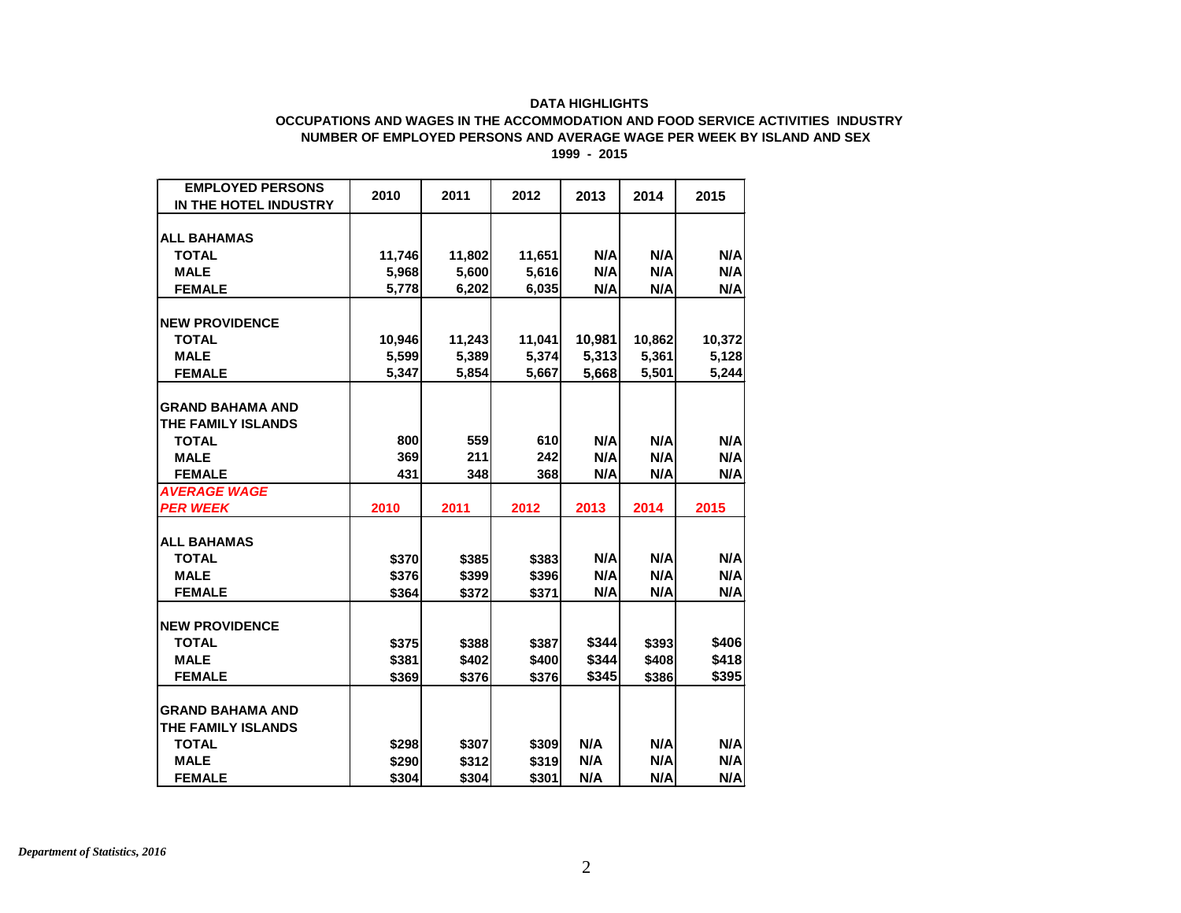**DATA HIGHLIGHTS**
**OCCUPATIONS AND WAGES IN THE ACCOMMODATION AND FOOD SERVICE ACTIVITIES INDUSTRY**
**NUMBER OF EMPLOYED PERSONS AND AVERAGE WAGE PER WEEK BY ISLAND AND SEX**
**1999 - 2015**

| EMPLOYED PERSONS IN THE HOTEL INDUSTRY | 2010 | 2011 | 2012 | 2013 | 2014 | 2015 |
|---|---|---|---|---|---|---|
| **ALL BAHAMAS** | | | | | | |
| TOTAL | 11,746 | 11,802 | 11,651 | N/A | N/A | N/A |
| MALE | 5,968 | 5,600 | 5,616 | N/A | N/A | N/A |
| FEMALE | 5,778 | 6,202 | 6,035 | N/A | N/A | N/A |
| **NEW PROVIDENCE** | | | | | | |
| TOTAL | 10,946 | 11,243 | 11,041 | 10,981 | 10,862 | 10,372 |
| MALE | 5,599 | 5,389 | 5,374 | 5,313 | 5,361 | 5,128 |
| FEMALE | 5,347 | 5,854 | 5,667 | 5,668 | 5,501 | 5,244 |
| **GRAND BAHAMA AND THE FAMILY ISLANDS** | | | | | | |
| TOTAL | 800 | 559 | 610 | N/A | N/A | N/A |
| MALE | 369 | 211 | 242 | N/A | N/A | N/A |
| FEMALE | 431 | 348 | 368 | N/A | N/A | N/A |
| ***AVERAGE WAGE PER WEEK*** | **2010** | **2011** | **2012** | **2013** | **2014** | **2015** |
| **ALL BAHAMAS** | | | | | | |
| TOTAL | $370 | $385 | $383 | N/A | N/A | N/A |
| MALE | $376 | $399 | $396 | N/A | N/A | N/A |
| FEMALE | $364 | $372 | $371 | N/A | N/A | N/A |
| **NEW PROVIDENCE** | | | | | | |
| TOTAL | $375 | $388 | $387 | $344 | $393 | $406 |
| MALE | $381 | $402 | $400 | $344 | $408 | $418 |
| FEMALE | $369 | $376 | $376 | $345 | $386 | $395 |
| **GRAND BAHAMA AND THE FAMILY ISLANDS** | | | | | | |
| TOTAL | $298 | $307 | $309 | N/A | N/A | N/A |
| MALE | $290 | $312 | $319 | N/A | N/A | N/A |
| FEMALE | $304 | $304 | $301 | N/A | N/A | N/A |

*Department of Statistics, 2016*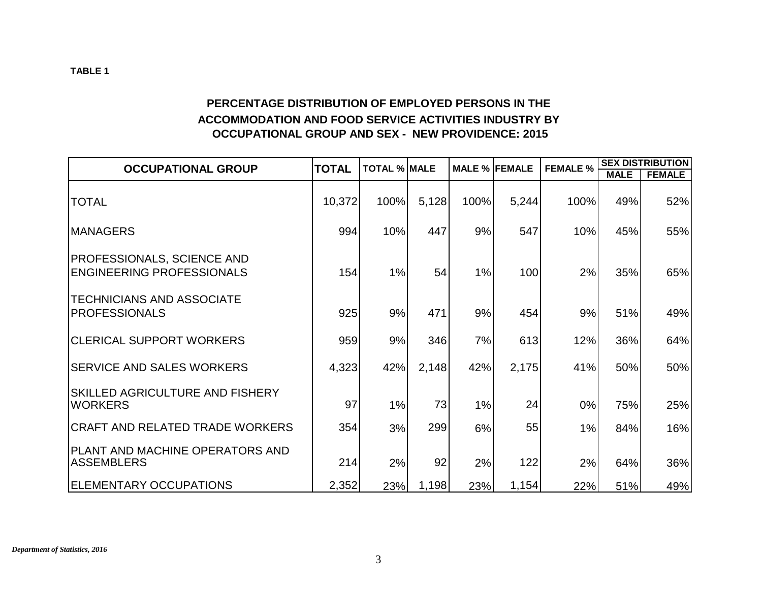**TABLE 1**

## PERCENTAGE DISTRIBUTION OF EMPLOYED PERSONS IN THE ACCOMMODATION AND FOOD SERVICE ACTIVITIES INDUSTRY BY OCCUPATIONAL GROUP AND SEX - NEW PROVIDENCE: 2015

| OCCUPATIONAL GROUP | TOTAL | TOTAL % | MALE | MALE % | FEMALE | FEMALE % | SEX DISTRIBUTION | |
|---|---|---|---|---|---|---|---|---|
| | | | | | | | MALE | FEMALE |
| TOTAL | 10,372 | 100% | 5,128 | 100% | 5,244 | 100% | 49% | 52% |
| MANAGERS | 994 | 10% | 447 | 9% | 547 | 10% | 45% | 55% |
| PROFESSIONALS, SCIENCE AND ENGINEERING PROFESSIONALS | 154 | 1% | 54 | 1% | 100 | 2% | 35% | 65% |
| TECHNICIANS AND ASSOCIATE PROFESSIONALS | 925 | 9% | 471 | 9% | 454 | 9% | 51% | 49% |
| CLERICAL SUPPORT WORKERS | 959 | 9% | 346 | 7% | 613 | 12% | 36% | 64% |
| SERVICE AND SALES WORKERS | 4,323 | 42% | 2,148 | 42% | 2,175 | 41% | 50% | 50% |
| SKILLED AGRICULTURE AND FISHERY WORKERS | 97 | 1% | 73 | 1% | 24 | 0% | 75% | 25% |
| CRAFT AND RELATED TRADE WORKERS | 354 | 3% | 299 | 6% | 55 | 1% | 84% | 16% |
| PLANT AND MACHINE OPERATORS AND ASSEMBLERS | 214 | 2% | 92 | 2% | 122 | 2% | 64% | 36% |
| ELEMENTARY OCCUPATIONS | 2,352 | 23% | 1,198 | 23% | 1,154 | 22% | 51% | 49% |

*Department of Statistics, 2016*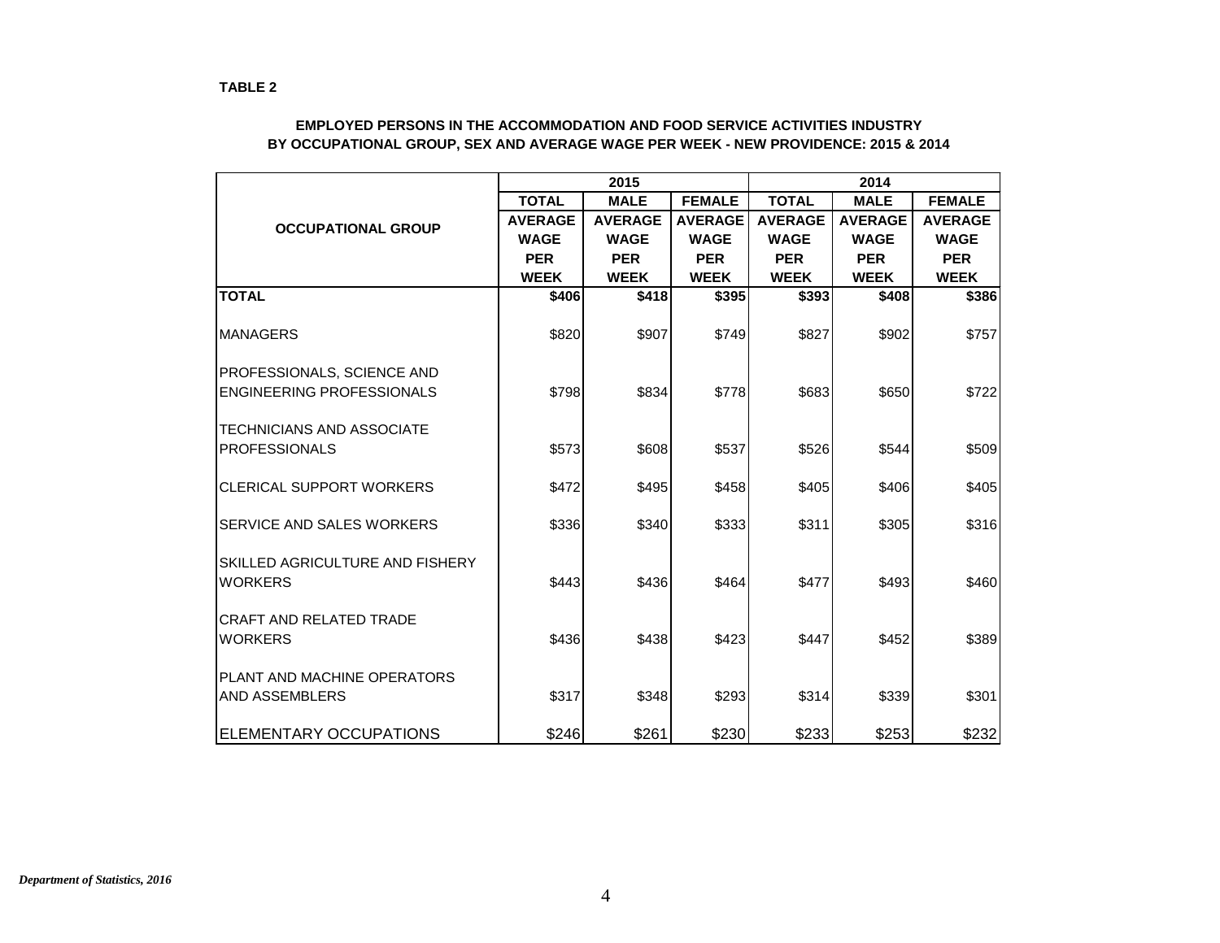**TABLE 2**

**EMPLOYED PERSONS IN THE ACCOMMODATION AND FOOD SERVICE ACTIVITIES INDUSTRY BY OCCUPATIONAL GROUP, SEX AND AVERAGE WAGE PER WEEK - NEW PROVIDENCE: 2015 & 2014**

| OCCUPATIONAL GROUP | 2015 | | | 2014 | | |
|---|---|---|---|---|---|---|
| | TOTAL | MALE | FEMALE | TOTAL | MALE | FEMALE |
| | AVERAGE WAGE PER WEEK | AVERAGE WAGE PER WEEK | AVERAGE WAGE PER WEEK | AVERAGE WAGE PER WEEK | AVERAGE WAGE PER WEEK | AVERAGE WAGE PER WEEK |
| **TOTAL** | **$406** | **$418** | **$395** | **$393** | **$408** | **$386** |
| MANAGERS | $820 | $907 | $749 | $827 | $902 | $757 |
| PROFESSIONALS, SCIENCE AND ENGINEERING PROFESSIONALS | $798 | $834 | $778 | $683 | $650 | $722 |
| TECHNICIANS AND ASSOCIATE PROFESSIONALS | $573 | $608 | $537 | $526 | $544 | $509 |
| CLERICAL SUPPORT WORKERS | $472 | $495 | $458 | $405 | $406 | $405 |
| SERVICE AND SALES WORKERS | $336 | $340 | $333 | $311 | $305 | $316 |
| SKILLED AGRICULTURE AND FISHERY WORKERS | $443 | $436 | $464 | $477 | $493 | $460 |
| CRAFT AND RELATED TRADE WORKERS | $436 | $438 | $423 | $447 | $452 | $389 |
| PLANT AND MACHINE OPERATORS AND ASSEMBLERS | $317 | $348 | $293 | $314 | $339 | $301 |
| ELEMENTARY OCCUPATIONS | $246 | $261 | $230 | $233 | $253 | $232 |

*Department of Statistics, 2016*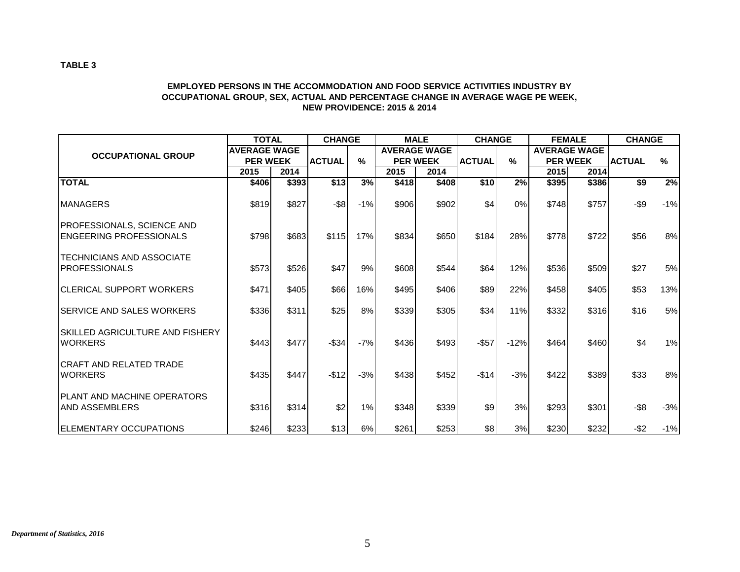**TABLE 3**

**EMPLOYED PERSONS IN THE ACCOMMODATION AND FOOD SERVICE ACTIVITIES INDUSTRY BY OCCUPATIONAL GROUP, SEX, ACTUAL AND PERCENTAGE CHANGE IN AVERAGE WAGE PE WEEK, NEW PROVIDENCE: 2015 & 2014**

| OCCUPATIONAL GROUP | TOTAL AVERAGE WAGE PER WEEK | | CHANGE | | MALE AVERAGE WAGE PER WEEK | | CHANGE | | FEMALE AVERAGE WAGE PER WEEK | | CHANGE | |
|---|---|---|---|---|---|---|---|---|---|---|---|---|
| | 2015 | 2014 | ACTUAL | % | 2015 | 2014 | ACTUAL | % | 2015 | 2014 | ACTUAL | % |
| **TOTAL** | **$406** | **$393** | **$13** | **3%** | **$418** | **$408** | **$10** | **2%** | **$395** | **$386** | **$9** | **2%** |
| MANAGERS | $819 | $827 | -$8 | -1% | $906 | $902 | $4 | 0% | $748 | $757 | -$9 | -1% |
| PROFESSIONALS, SCIENCE AND ENGEERING PROFESSIONALS | $798 | $683 | $115 | 17% | $834 | $650 | $184 | 28% | $778 | $722 | $56 | 8% |
| TECHNICIANS AND ASSOCIATE PROFESSIONALS | $573 | $526 | $47 | 9% | $608 | $544 | $64 | 12% | $536 | $509 | $27 | 5% |
| CLERICAL SUPPORT WORKERS | $471 | $405 | $66 | 16% | $495 | $406 | $89 | 22% | $458 | $405 | $53 | 13% |
| SERVICE AND SALES WORKERS | $336 | $311 | $25 | 8% | $339 | $305 | $34 | 11% | $332 | $316 | $16 | 5% |
| SKILLED AGRICULTURE AND FISHERY WORKERS | $443 | $477 | -$34 | -7% | $436 | $493 | -$57 | -12% | $464 | $460 | $4 | 1% |
| CRAFT AND RELATED TRADE WORKERS | $435 | $447 | -$12 | -3% | $438 | $452 | -$14 | -3% | $422 | $389 | $33 | 8% |
| PLANT AND MACHINE OPERATORS AND ASSEMBLERS | $316 | $314 | $2 | 1% | $348 | $339 | $9 | 3% | $293 | $301 | -$8 | -3% |
| ELEMENTARY OCCUPATIONS | $246 | $233 | $13 | 6% | $261 | $253 | $8 | 3% | $230 | $232 | -$2 | -1% |

*Department of Statistics, 2016*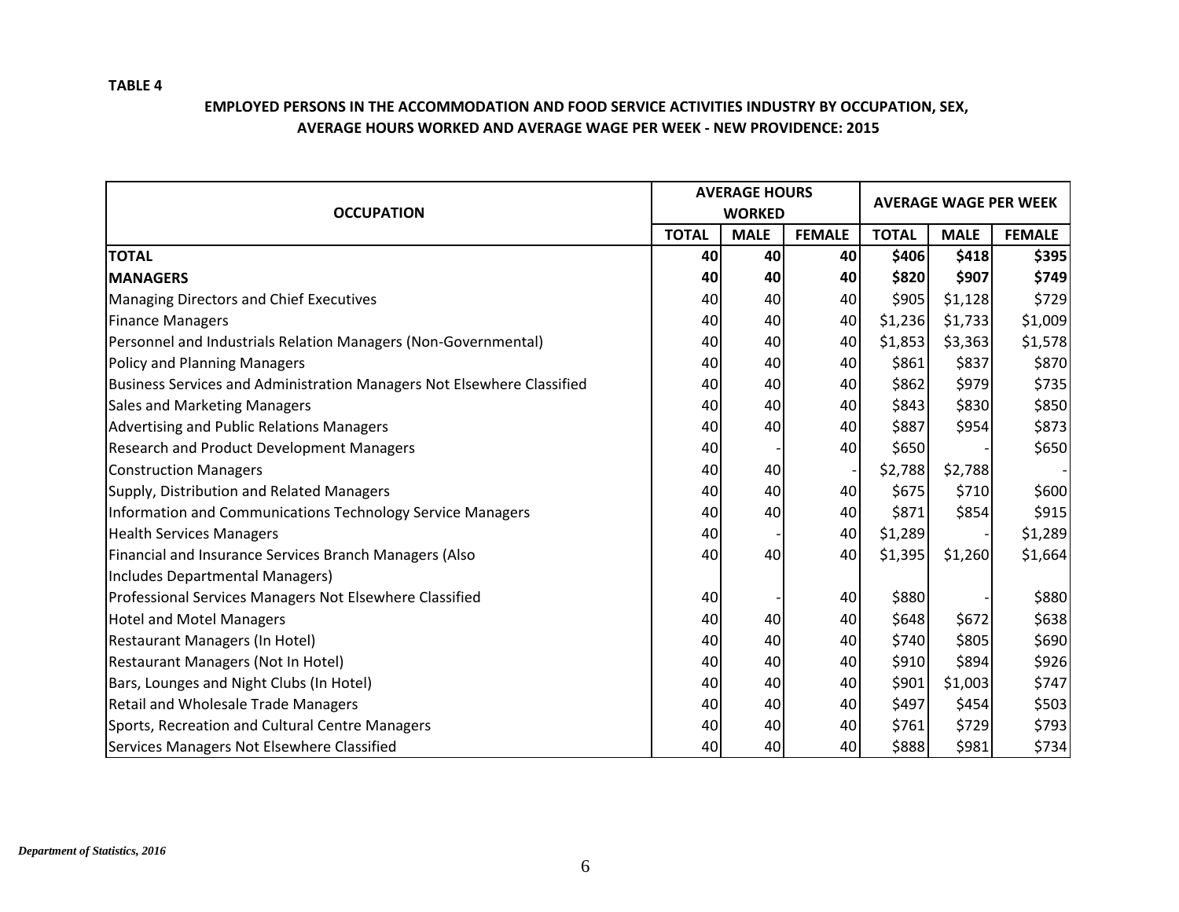**TABLE 4**

## EMPLOYED PERSONS IN THE ACCOMMODATION AND FOOD SERVICE ACTIVITIES INDUSTRY BY OCCUPATION, SEX, AVERAGE HOURS WORKED AND AVERAGE WAGE PER WEEK - NEW PROVIDENCE: 2015

| OCCUPATION | AVERAGE HOURS WORKED | | | AVERAGE WAGE PER WEEK | | |
|---|---|---|---|---|---|---|
| | TOTAL | MALE | FEMALE | TOTAL | MALE | FEMALE |
| **TOTAL** | **40** | **40** | **40** | **$406** | **$418** | **$395** |
| **MANAGERS** | **40** | **40** | **40** | **$820** | **$907** | **$749** |
| Managing Directors and Chief Executives | 40 | 40 | 40 | $905 | $1,128 | $729 |
| Finance Managers | 40 | 40 | 40 | $1,236 | $1,733 | $1,009 |
| Personnel and Industrials Relation Managers (Non-Governmental) | 40 | 40 | 40 | $1,853 | $3,363 | $1,578 |
| Policy and Planning Managers | 40 | 40 | 40 | $861 | $837 | $870 |
| Business Services and Administration Managers Not Elsewhere Classified | 40 | 40 | 40 | $862 | $979 | $735 |
| Sales and Marketing Managers | 40 | 40 | 40 | $843 | $830 | $850 |
| Advertising and Public Relations Managers | 40 | 40 | 40 | $887 | $954 | $873 |
| Research and Product Development Managers | 40 | - | 40 | $650 | - | $650 |
| Construction Managers | 40 | 40 | - | $2,788 | $2,788 | - |
| Supply, Distribution and Related Managers | 40 | 40 | 40 | $675 | $710 | $600 |
| Information and Communications Technology Service Managers | 40 | 40 | 40 | $871 | $854 | $915 |
| Health Services Managers | 40 | - | 40 | $1,289 | - | $1,289 |
| Financial and Insurance Services Branch Managers (Also Includes Departmental Managers) | 40 | 40 | 40 | $1,395 | $1,260 | $1,664 |
| Professional Services Managers Not Elsewhere Classified | 40 | - | 40 | $880 | - | $880 |
| Hotel and Motel Managers | 40 | 40 | 40 | $648 | $672 | $638 |
| Restaurant Managers (In Hotel) | 40 | 40 | 40 | $740 | $805 | $690 |
| Restaurant Managers (Not In Hotel) | 40 | 40 | 40 | $910 | $894 | $926 |
| Bars, Lounges and Night Clubs (In Hotel) | 40 | 40 | 40 | $901 | $1,003 | $747 |
| Retail and Wholesale Trade Managers | 40 | 40 | 40 | $497 | $454 | $503 |
| Sports, Recreation and Cultural Centre Managers | 40 | 40 | 40 | $761 | $729 | $793 |
| Services Managers Not Elsewhere Classified | 40 | 40 | 40 | $888 | $981 | $734 |

*Department of Statistics, 2016*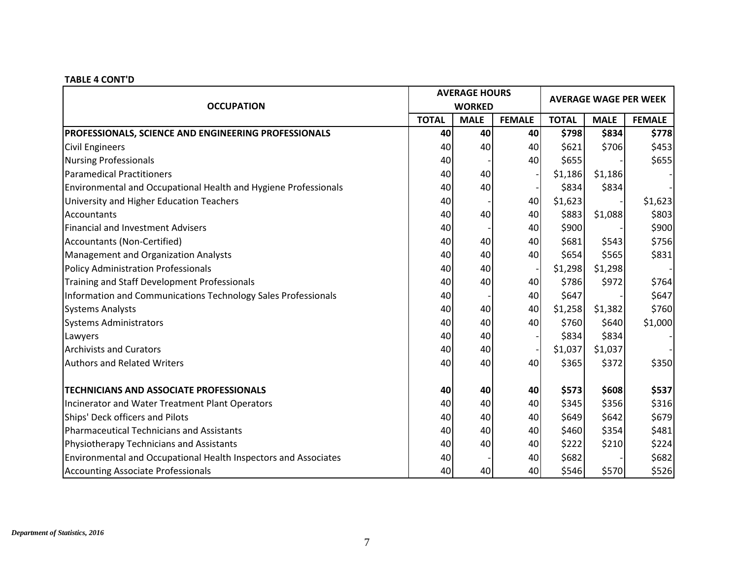**TABLE 4 CONT'D**

| OCCUPATION | AVERAGE HOURS WORKED | | | AVERAGE WAGE PER WEEK | | |
|---|---|---|---|---|---|---|
| | TOTAL | MALE | FEMALE | TOTAL | MALE | FEMALE |
| **PROFESSIONALS, SCIENCE AND ENGINEERING PROFESSIONALS** | **40** | **40** | **40** | **$798** | **$834** | **$778** |
| Civil Engineers | 40 | 40 | 40 | $621 | $706 | $453 |
| Nursing Professionals | 40 | - | 40 | $655 | - | $655 |
| Paramedical Practitioners | 40 | 40 | - | $1,186 | $1,186 | - |
| Environmental and Occupational Health and Hygiene Professionals | 40 | 40 | - | $834 | $834 | - |
| University and Higher Education Teachers | 40 | - | 40 | $1,623 | - | $1,623 |
| Accountants | 40 | 40 | 40 | $883 | $1,088 | $803 |
| Financial and Investment Advisers | 40 | - | 40 | $900 | - | $900 |
| Accountants (Non-Certified) | 40 | 40 | 40 | $681 | $543 | $756 |
| Management and Organization Analysts | 40 | 40 | 40 | $654 | $565 | $831 |
| Policy Administration Professionals | 40 | 40 | - | $1,298 | $1,298 | - |
| Training and Staff Development Professionals | 40 | 40 | 40 | $786 | $972 | $764 |
| Information and Communications Technology Sales Professionals | 40 | - | 40 | $647 | - | $647 |
| Systems Analysts | 40 | 40 | 40 | $1,258 | $1,382 | $760 |
| Systems Administrators | 40 | 40 | 40 | $760 | $640 | $1,000 |
| Lawyers | 40 | 40 | - | $834 | $834 | - |
| Archivists and Curators | 40 | 40 | - | $1,037 | $1,037 | - |
| Authors and Related Writers | 40 | 40 | 40 | $365 | $372 | $350 |
| | | | | | | |
| **TECHNICIANS AND ASSOCIATE PROFESSIONALS** | **40** | **40** | **40** | **$573** | **$608** | **$537** |
| Incinerator and Water Treatment Plant Operators | 40 | 40 | 40 | $345 | $356 | $316 |
| Ships' Deck officers and Pilots | 40 | 40 | 40 | $649 | $642 | $679 |
| Pharmaceutical Technicians and Assistants | 40 | 40 | 40 | $460 | $354 | $481 |
| Physiotherapy Technicians and Assistants | 40 | 40 | 40 | $222 | $210 | $224 |
| Environmental and Occupational Health Inspectors and Associates | 40 | - | 40 | $682 | - | $682 |
| Accounting Associate Professionals | 40 | 40 | 40 | $546 | $570 | $526 |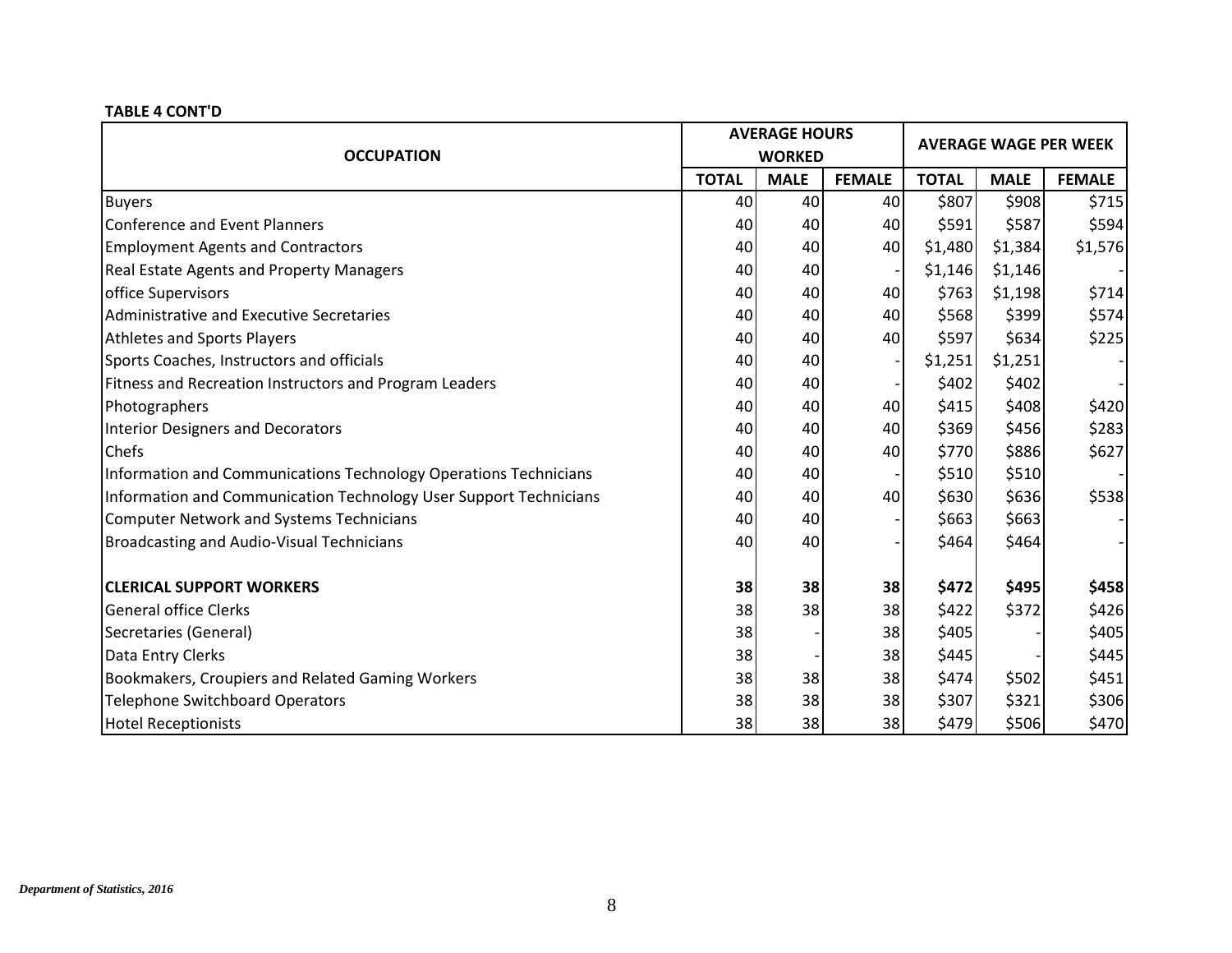**TABLE 4 CONT'D**

| OCCUPATION | AVERAGE HOURS WORKED | | | AVERAGE WAGE PER WEEK | | |
|---|---|---|---|---|---|---|
| | TOTAL | MALE | FEMALE | TOTAL | MALE | FEMALE |
| Buyers | 40 | 40 | 40 | $807 | $908 | $715 |
| Conference and Event Planners | 40 | 40 | 40 | $591 | $587 | $594 |
| Employment Agents and Contractors | 40 | 40 | 40 | $1,480 | $1,384 | $1,576 |
| Real Estate Agents and Property Managers | 40 | 40 | - | $1,146 | $1,146 | - |
| office Supervisors | 40 | 40 | 40 | $763 | $1,198 | $714 |
| Administrative and Executive Secretaries | 40 | 40 | 40 | $568 | $399 | $574 |
| Athletes and Sports Players | 40 | 40 | 40 | $597 | $634 | $225 |
| Sports Coaches, Instructors and officials | 40 | 40 | - | $1,251 | $1,251 | - |
| Fitness and Recreation Instructors and Program Leaders | 40 | 40 | - | $402 | $402 | - |
| Photographers | 40 | 40 | 40 | $415 | $408 | $420 |
| Interior Designers and Decorators | 40 | 40 | 40 | $369 | $456 | $283 |
| Chefs | 40 | 40 | 40 | $770 | $886 | $627 |
| Information and Communications Technology Operations Technicians | 40 | 40 | - | $510 | $510 | - |
| Information and Communication Technology User Support Technicians | 40 | 40 | 40 | $630 | $636 | $538 |
| Computer Network and Systems Technicians | 40 | 40 | - | $663 | $663 | - |
| Broadcasting and Audio-Visual Technicians | 40 | 40 | - | $464 | $464 | - |
| | | | | | | |
| **CLERICAL SUPPORT WORKERS** | **38** | **38** | **38** | **$472** | **$495** | **$458** |
| General office Clerks | 38 | 38 | 38 | $422 | $372 | $426 |
| Secretaries (General) | 38 | - | 38 | $405 | - | $405 |
| Data Entry Clerks | 38 | - | 38 | $445 | - | $445 |
| Bookmakers, Croupiers and Related Gaming Workers | 38 | 38 | 38 | $474 | $502 | $451 |
| Telephone Switchboard Operators | 38 | 38 | 38 | $307 | $321 | $306 |
| Hotel Receptionists | 38 | 38 | 38 | $479 | $506 | $470 |

*Department of Statistics, 2016*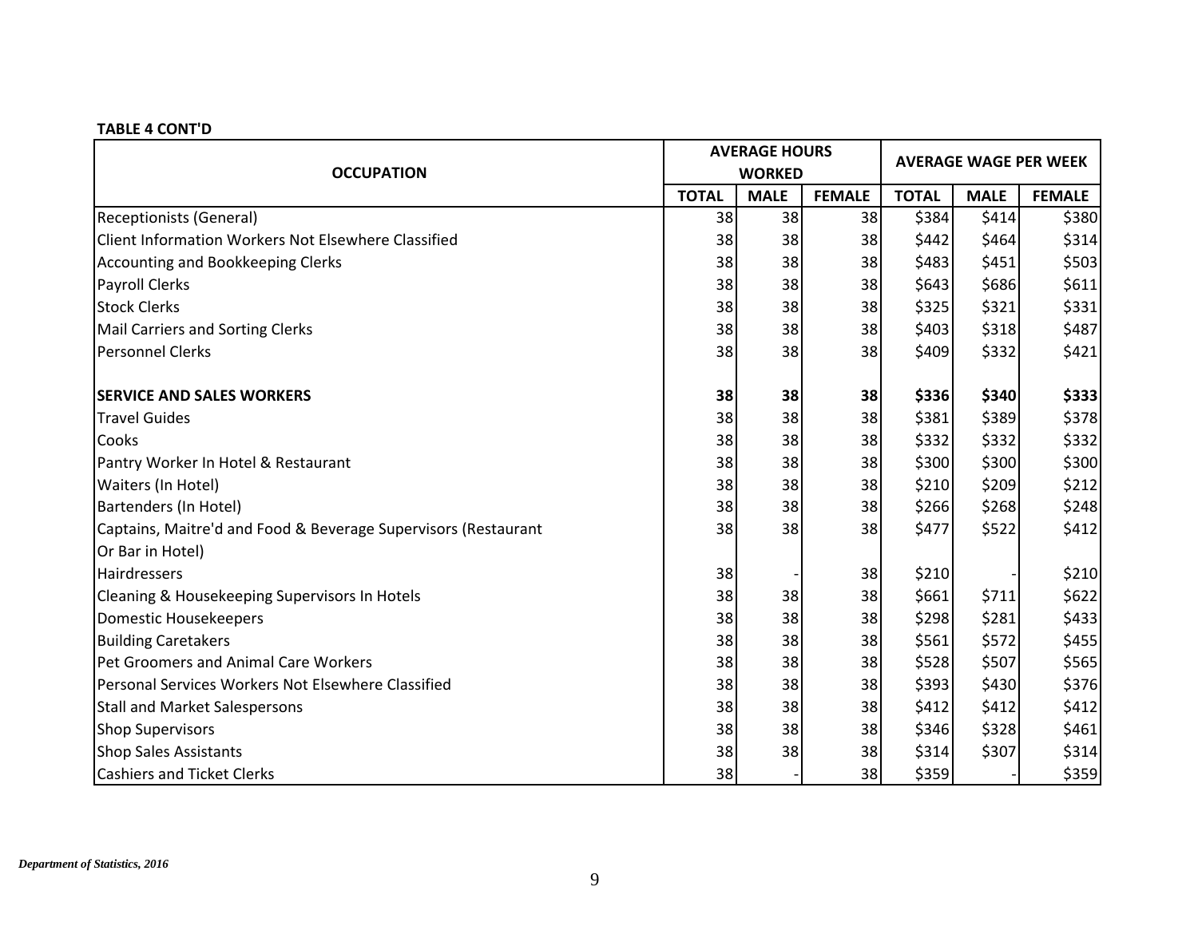**TABLE 4 CONT'D**

| OCCUPATION | AVERAGE HOURS WORKED | | | AVERAGE WAGE PER WEEK | | |
|---|---|---|---|---|---|---|
| | TOTAL | MALE | FEMALE | TOTAL | MALE | FEMALE |
| Receptionists (General) | 38 | 38 | 38 | $384 | $414 | $380 |
| Client Information Workers Not Elsewhere Classified | 38 | 38 | 38 | $442 | $464 | $314 |
| Accounting and Bookkeeping Clerks | 38 | 38 | 38 | $483 | $451 | $503 |
| Payroll Clerks | 38 | 38 | 38 | $643 | $686 | $611 |
| Stock Clerks | 38 | 38 | 38 | $325 | $321 | $331 |
| Mail Carriers and Sorting Clerks | 38 | 38 | 38 | $403 | $318 | $487 |
| Personnel Clerks | 38 | 38 | 38 | $409 | $332 | $421 |
| **SERVICE AND SALES WORKERS** | **38** | **38** | **38** | **$336** | **$340** | **$333** |
| Travel Guides | 38 | 38 | 38 | $381 | $389 | $378 |
| Cooks | 38 | 38 | 38 | $332 | $332 | $332 |
| Pantry Worker In Hotel & Restaurant | 38 | 38 | 38 | $300 | $300 | $300 |
| Waiters (In Hotel) | 38 | 38 | 38 | $210 | $209 | $212 |
| Bartenders (In Hotel) | 38 | 38 | 38 | $266 | $268 | $248 |
| Captains, Maitre'd and Food & Beverage Supervisors (Restaurant Or Bar in Hotel) | 38 | 38 | 38 | $477 | $522 | $412 |
| Hairdressers | 38 | - | 38 | $210 | - | $210 |
| Cleaning & Housekeeping Supervisors In Hotels | 38 | 38 | 38 | $661 | $711 | $622 |
| Domestic Housekeepers | 38 | 38 | 38 | $298 | $281 | $433 |
| Building Caretakers | 38 | 38 | 38 | $561 | $572 | $455 |
| Pet Groomers and Animal Care Workers | 38 | 38 | 38 | $528 | $507 | $565 |
| Personal Services Workers Not Elsewhere Classified | 38 | 38 | 38 | $393 | $430 | $376 |
| Stall and Market Salespersons | 38 | 38 | 38 | $412 | $412 | $412 |
| Shop Supervisors | 38 | 38 | 38 | $346 | $328 | $461 |
| Shop Sales Assistants | 38 | 38 | 38 | $314 | $307 | $314 |
| Cashiers and Ticket Clerks | 38 | - | 38 | $359 | - | $359 |

*Department of Statistics, 2016*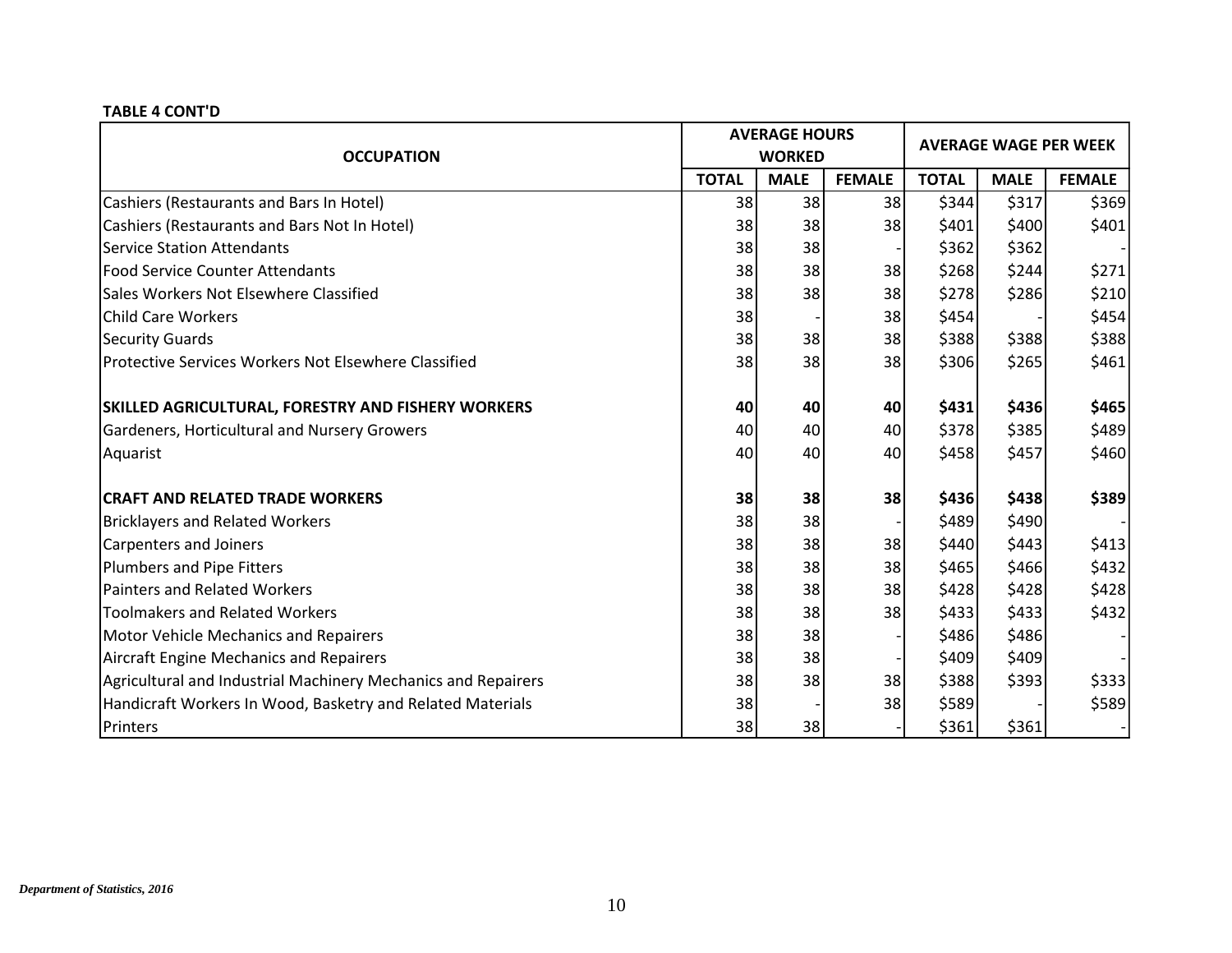**TABLE 4 CONT'D**

| OCCUPATION | AVERAGE HOURS WORKED | | | AVERAGE WAGE PER WEEK | | |
|---|---|---|---|---|---|---|
| | TOTAL | MALE | FEMALE | TOTAL | MALE | FEMALE |
| Cashiers (Restaurants and Bars In Hotel) | 38 | 38 | 38 | $344 | $317 | $369 |
| Cashiers (Restaurants and Bars Not In Hotel) | 38 | 38 | 38 | $401 | $400 | $401 |
| Service Station Attendants | 38 | 38 | - | $362 | $362 | - |
| Food Service Counter Attendants | 38 | 38 | 38 | $268 | $244 | $271 |
| Sales Workers Not Elsewhere Classified | 38 | 38 | 38 | $278 | $286 | $210 |
| Child Care Workers | 38 | - | 38 | $454 | - | $454 |
| Security Guards | 38 | 38 | 38 | $388 | $388 | $388 |
| Protective Services Workers Not Elsewhere Classified | 38 | 38 | 38 | $306 | $265 | $461 |
| **SKILLED AGRICULTURAL, FORESTRY AND FISHERY WORKERS** | **40** | **40** | **40** | **$431** | **$436** | **$465** |
| Gardeners, Horticultural and Nursery Growers | 40 | 40 | 40 | $378 | $385 | $489 |
| Aquarist | 40 | 40 | 40 | $458 | $457 | $460 |
| **CRAFT AND RELATED TRADE WORKERS** | **38** | **38** | **38** | **$436** | **$438** | **$389** |
| Bricklayers and Related Workers | 38 | 38 | - | $489 | $490 | - |
| Carpenters and Joiners | 38 | 38 | 38 | $440 | $443 | $413 |
| Plumbers and Pipe Fitters | 38 | 38 | 38 | $465 | $466 | $432 |
| Painters and Related Workers | 38 | 38 | 38 | $428 | $428 | $428 |
| Toolmakers and Related Workers | 38 | 38 | 38 | $433 | $433 | $432 |
| Motor Vehicle Mechanics and Repairers | 38 | 38 | - | $486 | $486 | - |
| Aircraft Engine Mechanics and Repairers | 38 | 38 | - | $409 | $409 | - |
| Agricultural and Industrial Machinery Mechanics and Repairers | 38 | 38 | 38 | $388 | $393 | $333 |
| Handicraft Workers In Wood, Basketry and Related Materials | 38 | - | 38 | $589 | - | $589 |
| Printers | 38 | 38 | - | $361 | $361 | - |

*Department of Statistics, 2016*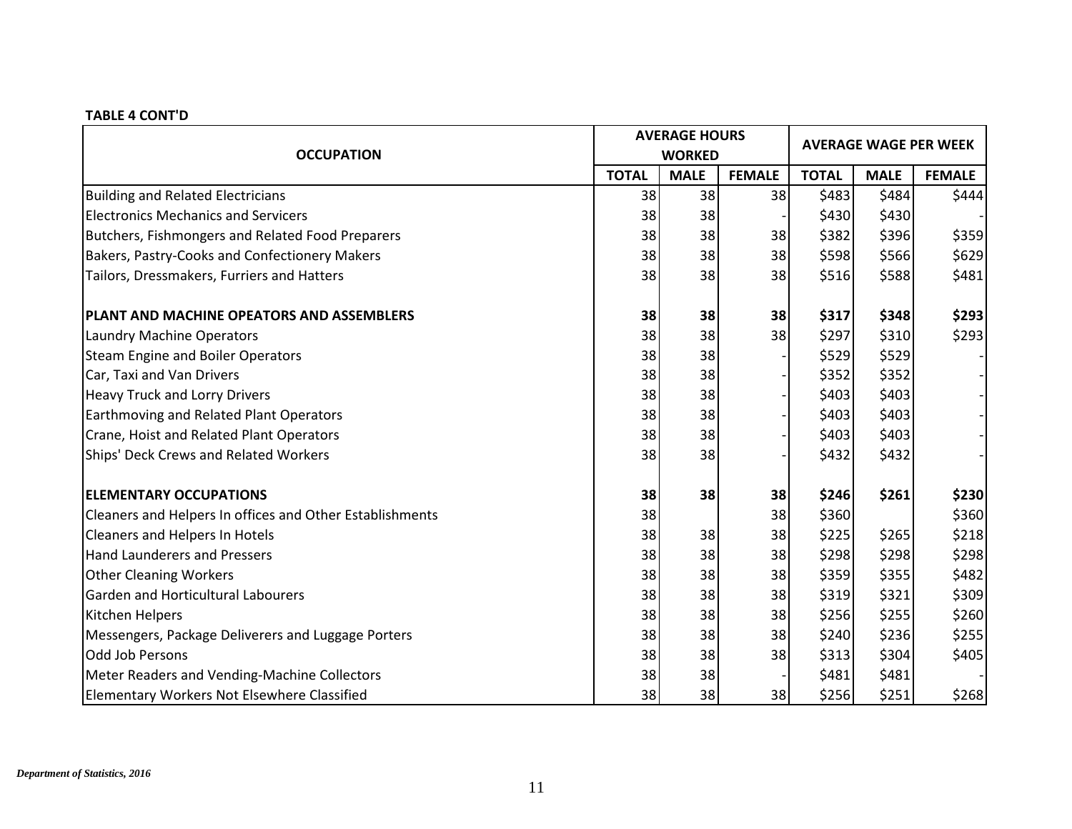**TABLE 4 CONT'D**

| OCCUPATION | AVERAGE HOURS WORKED | | | AVERAGE WAGE PER WEEK | | |
|---|---|---|---|---|---|---|
| | TOTAL | MALE | FEMALE | TOTAL | MALE | FEMALE |
| Building and Related Electricians | 38 | 38 | 38 | $483 | $484 | $444 |
| Electronics Mechanics and Servicers | 38 | 38 | - | $430 | $430 | - |
| Butchers, Fishmongers and Related Food Preparers | 38 | 38 | 38 | $382 | $396 | $359 |
| Bakers, Pastry-Cooks and Confectionery Makers | 38 | 38 | 38 | $598 | $566 | $629 |
| Tailors, Dressmakers, Furriers and Hatters | 38 | 38 | 38 | $516 | $588 | $481 |
| | | | | | | |
| **PLANT AND MACHINE OPEATORS AND ASSEMBLERS** | **38** | **38** | **38** | **$317** | **$348** | **$293** |
| Laundry Machine Operators | 38 | 38 | 38 | $297 | $310 | $293 |
| Steam Engine and Boiler Operators | 38 | 38 | - | $529 | $529 | - |
| Car, Taxi and Van Drivers | 38 | 38 | - | $352 | $352 | - |
| Heavy Truck and Lorry Drivers | 38 | 38 | - | $403 | $403 | - |
| Earthmoving and Related Plant Operators | 38 | 38 | - | $403 | $403 | - |
| Crane, Hoist and Related Plant Operators | 38 | 38 | - | $403 | $403 | - |
| Ships' Deck Crews and Related Workers | 38 | 38 | - | $432 | $432 | - |
| | | | | | | |
| **ELEMENTARY OCCUPATIONS** | **38** | **38** | **38** | **$246** | **$261** | **$230** |
| Cleaners and Helpers In offices and Other Establishments | 38 | | 38 | $360 | | $360 |
| Cleaners and Helpers In Hotels | 38 | 38 | 38 | $225 | $265 | $218 |
| Hand Launderers and Pressers | 38 | 38 | 38 | $298 | $298 | $298 |
| Other Cleaning Workers | 38 | 38 | 38 | $359 | $355 | $482 |
| Garden and Horticultural Labourers | 38 | 38 | 38 | $319 | $321 | $309 |
| Kitchen Helpers | 38 | 38 | 38 | $256 | $255 | $260 |
| Messengers, Package Deliverers and Luggage Porters | 38 | 38 | 38 | $240 | $236 | $255 |
| Odd Job Persons | 38 | 38 | 38 | $313 | $304 | $405 |
| Meter Readers and Vending-Machine Collectors | 38 | 38 | - | $481 | $481 | - |
| Elementary Workers Not Elsewhere Classified | 38 | 38 | 38 | $256 | $251 | $268 |

*Department of Statistics, 2016*